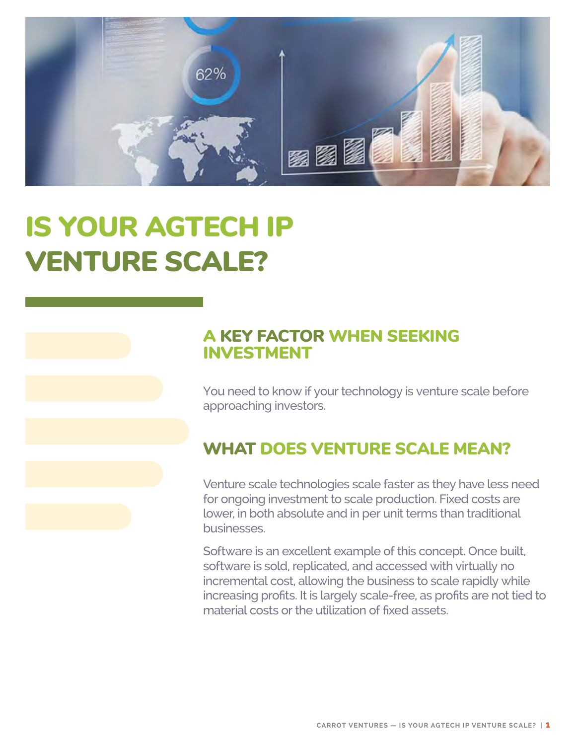# IS YOUR AGTECH IP VENTURE SCALE?

## A KEY FACTOR WHEN SEEKING INVESTMENT

You need to know if your technology is venture scale before approaching investors.

## WHAT DOES VENTURE SCALE MEAN?

Venture scale technologies scale faster as they have less need for ongoing investment to scale production. Fixed costs are lower, in both absolute and in per unit terms than traditional businesses.

Software is an excellent example of this concept. Once built, software is sold, replicated, and accessed with virtually no incremental cost, allowing the business to scale rapidly while increasing profits. It is largely scale-free, as profits are not tied to material costs or the utilization of fixed assets.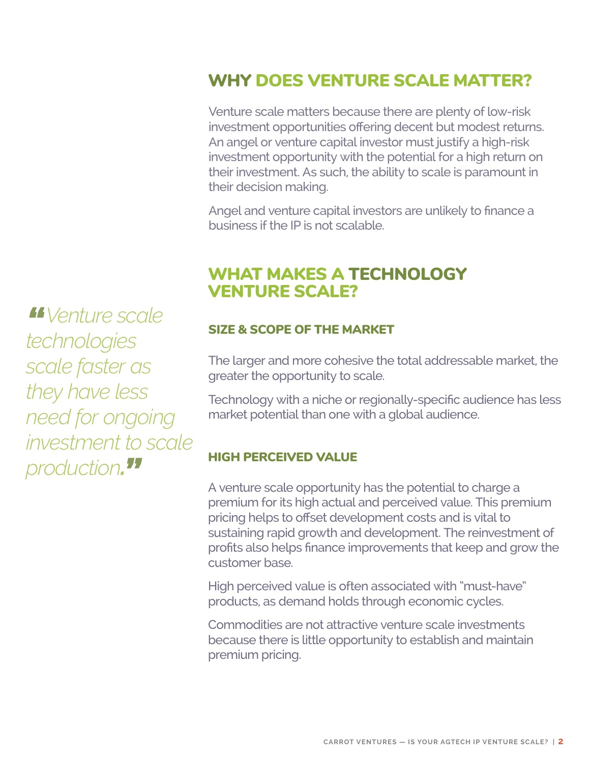## WHY DOES VENTURE SCALE MATTER?

Venture scale matters because there are plenty of low-risk investment opportunities offering decent but modest returns. An angel or venture capital investor must justify a high-risk investment opportunity with the potential for a high return on their investment. As such, the ability to scale is paramount in their decision making.

Angel and venture capital investors are unlikely to finance a business if the IP is not scalable.

## WHAT MAKES A TECHNOLOGY VENTURE SCALE?

> *"Venture scale technologies scale faster as they have less need for ongoing investment to scale production."*

### SIZE & SCOPE OF THE MARKET

The larger and more cohesive the total addressable market, the greater the opportunity to scale.

Technology with a niche or regionally-specific audience has less market potential than one with a global audience.

### HIGH PERCEIVED VALUE

A venture scale opportunity has the potential to charge a premium for its high actual and perceived value. This premium pricing helps to offset development costs and is vital to sustaining rapid growth and development. The reinvestment of profits also helps finance improvements that keep and grow the customer base.

High perceived value is often associated with "must-have" products, as demand holds through economic cycles.

Commodities are not attractive venture scale investments because there is little opportunity to establish and maintain premium pricing.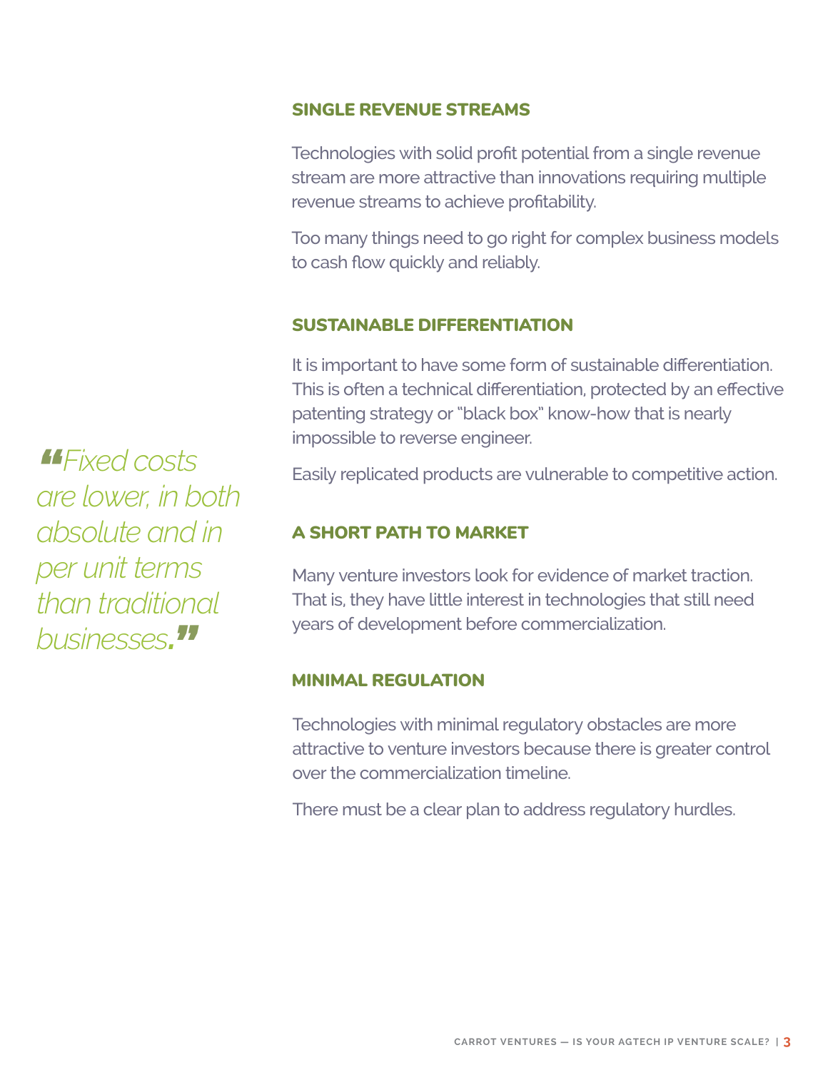### SINGLE REVENUE STREAMS

Technologies with solid profit potential from a single revenue stream are more attractive than innovations requiring multiple revenue streams to achieve profitability.

Too many things need to go right for complex business models to cash flow quickly and reliably.

### SUSTAINABLE DIFFERENTIATION

It is important to have some form of sustainable differentiation. This is often a technical differentiation, protected by an effective patenting strategy or "black box" know-how that is nearly impossible to reverse engineer.

Easily replicated products are vulnerable to competitive action.

> *"Fixed costs are lower, in both absolute and in per unit terms than traditional businesses."*

### A SHORT PATH TO MARKET

Many venture investors look for evidence of market traction. That is, they have little interest in technologies that still need years of development before commercialization.

### MINIMAL REGULATION

Technologies with minimal regulatory obstacles are more attractive to venture investors because there is greater control over the commercialization timeline.

There must be a clear plan to address regulatory hurdles.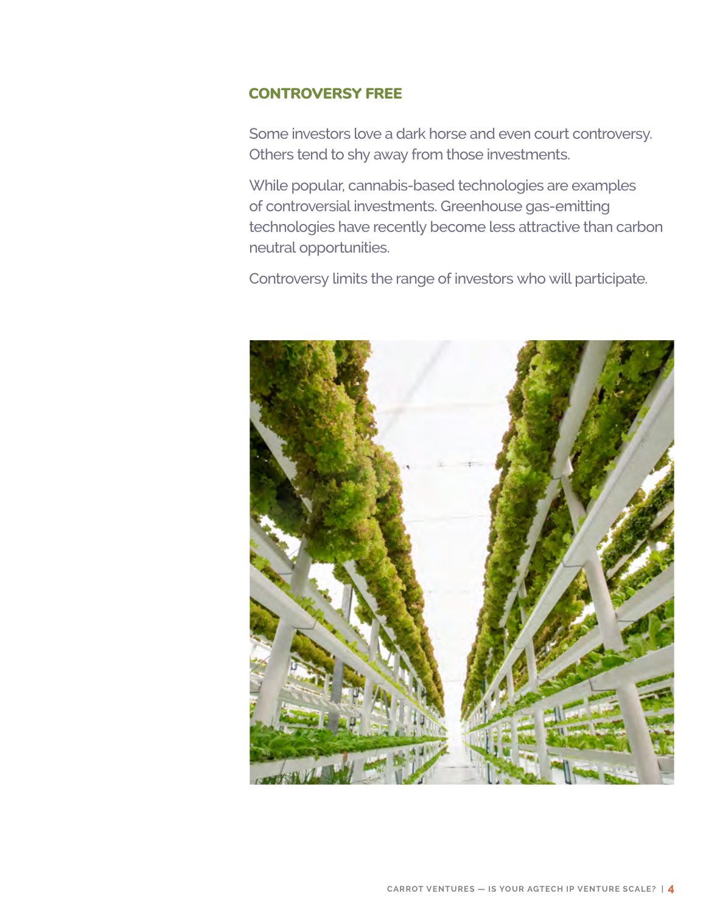## CONTROVERSY FREE

Some investors love a dark horse and even court controversy. Others tend to shy away from those investments.

While popular, cannabis-based technologies are examples of controversial investments. Greenhouse gas-emitting technologies have recently become less attractive than carbon neutral opportunities.

Controversy limits the range of investors who will participate.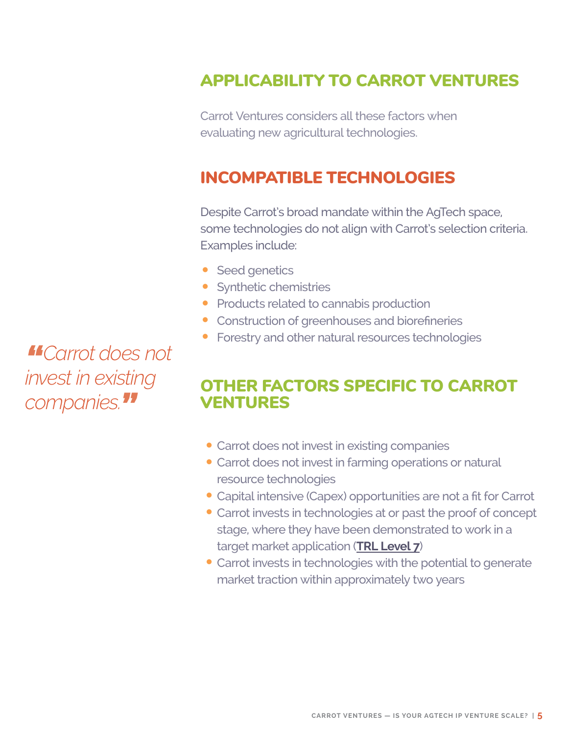## APPLICABILITY TO CARROT VENTURES

Carrot Ventures considers all these factors when evaluating new agricultural technologies.

## INCOMPATIBLE TECHNOLOGIES

Despite Carrot's broad mandate within the AgTech space, some technologies do not align with Carrot's selection criteria. Examples include:

- Seed genetics
- Synthetic chemistries
- Products related to cannabis production
- Construction of greenhouses and biorefineries
- Forestry and other natural resources technologies

> *"Carrot does not invest in existing companies."*

## OTHER FACTORS SPECIFIC TO CARROT VENTURES

- Carrot does not invest in existing companies
- Carrot does not invest in farming operations or natural resource technologies
- Capital intensive (Capex) opportunities are not a fit for Carrot
- Carrot invests in technologies at or past the proof of concept stage, where they have been demonstrated to work in a target market application (**TRL Level 7**)
- Carrot invests in technologies with the potential to generate market traction within approximately two years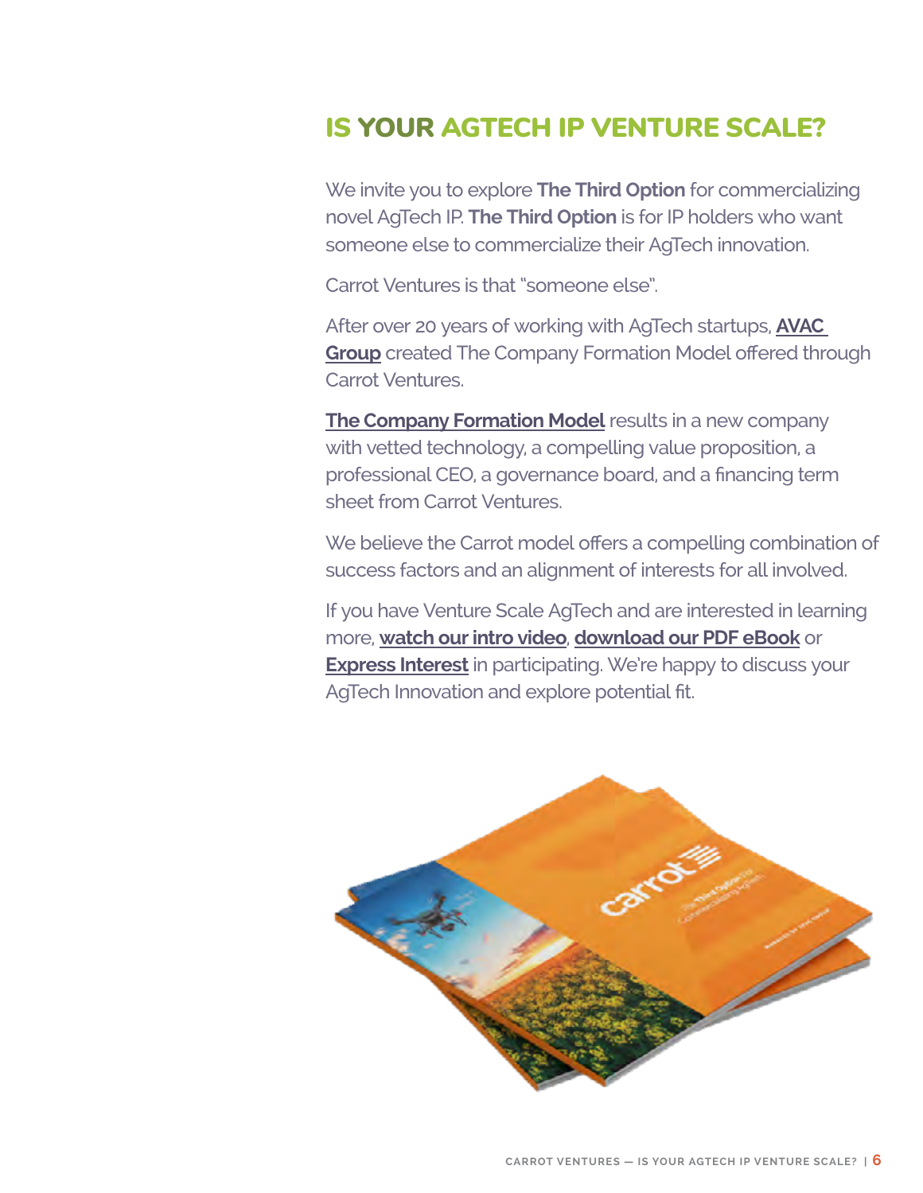# IS YOUR AGTECH IP VENTURE SCALE?

We invite you to explore **The Third Option** for commercializing novel AgTech IP. **The Third Option** is for IP holders who want someone else to commercialize their AgTech innovation.

Carrot Ventures is that "someone else".

After over 20 years of working with AgTech startups, **AVAC Group** created The Company Formation Model offered through Carrot Ventures.

**The Company Formation Model** results in a new company with vetted technology, a compelling value proposition, a professional CEO, a governance board, and a financing term sheet from Carrot Ventures.

We believe the Carrot model offers a compelling combination of success factors and an alignment of interests for all involved.

If you have Venture Scale AgTech and are interested in learning more, **watch our intro video**, **download our PDF eBook** or **Express Interest** in participating. We're happy to discuss your AgTech Innovation and explore potential fit.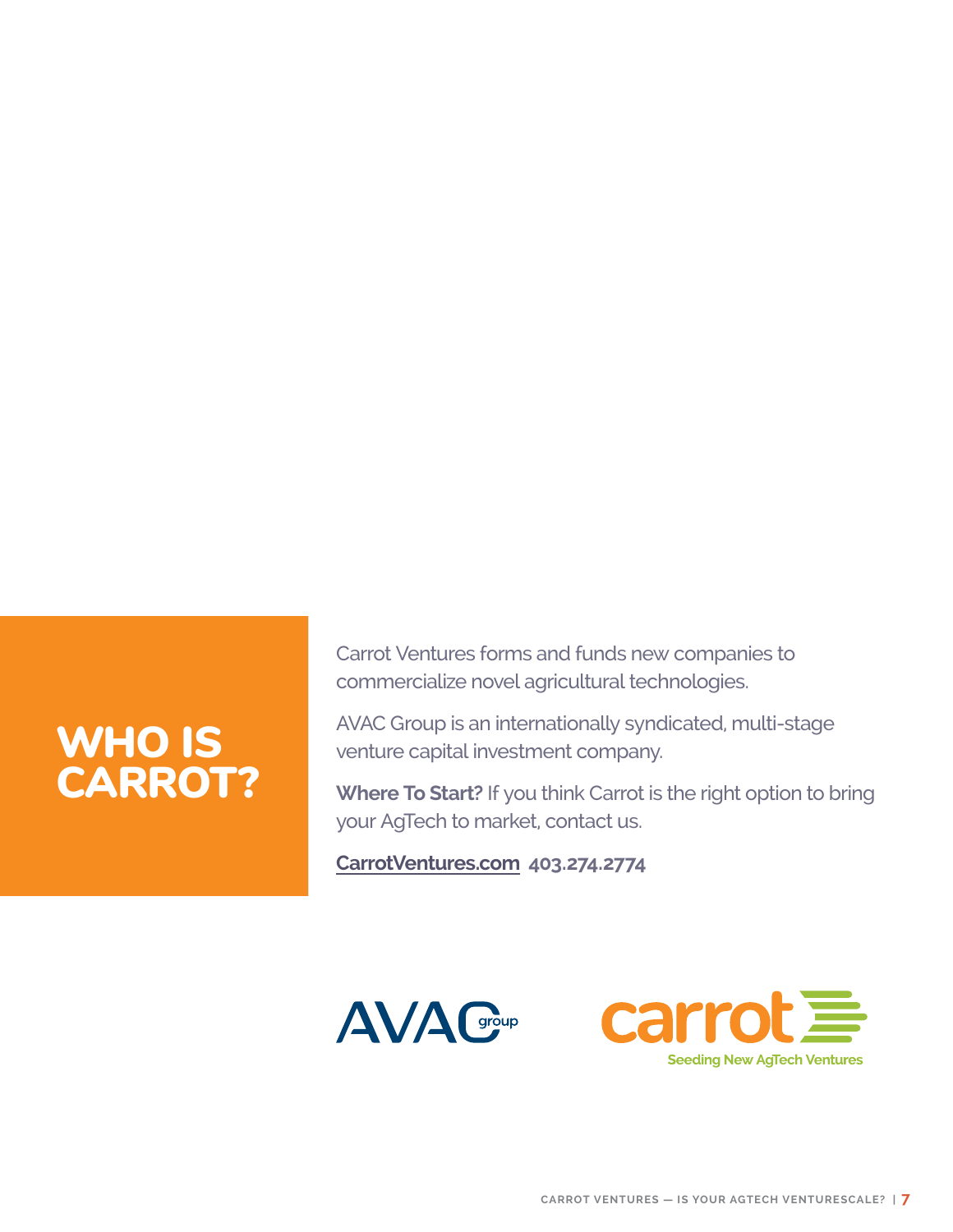# WHO IS CARROT?

Carrot Ventures forms and funds new companies to commercialize novel agricultural technologies.

AVAC Group is an internationally syndicated, multi-stage venture capital investment company.

**Where To Start?** If you think Carrot is the right option to bring your AgTech to market, contact us.

**CarrotVentures.com 403.274.2774**

AVAC group

carrot

Seeding New AgTech Ventures